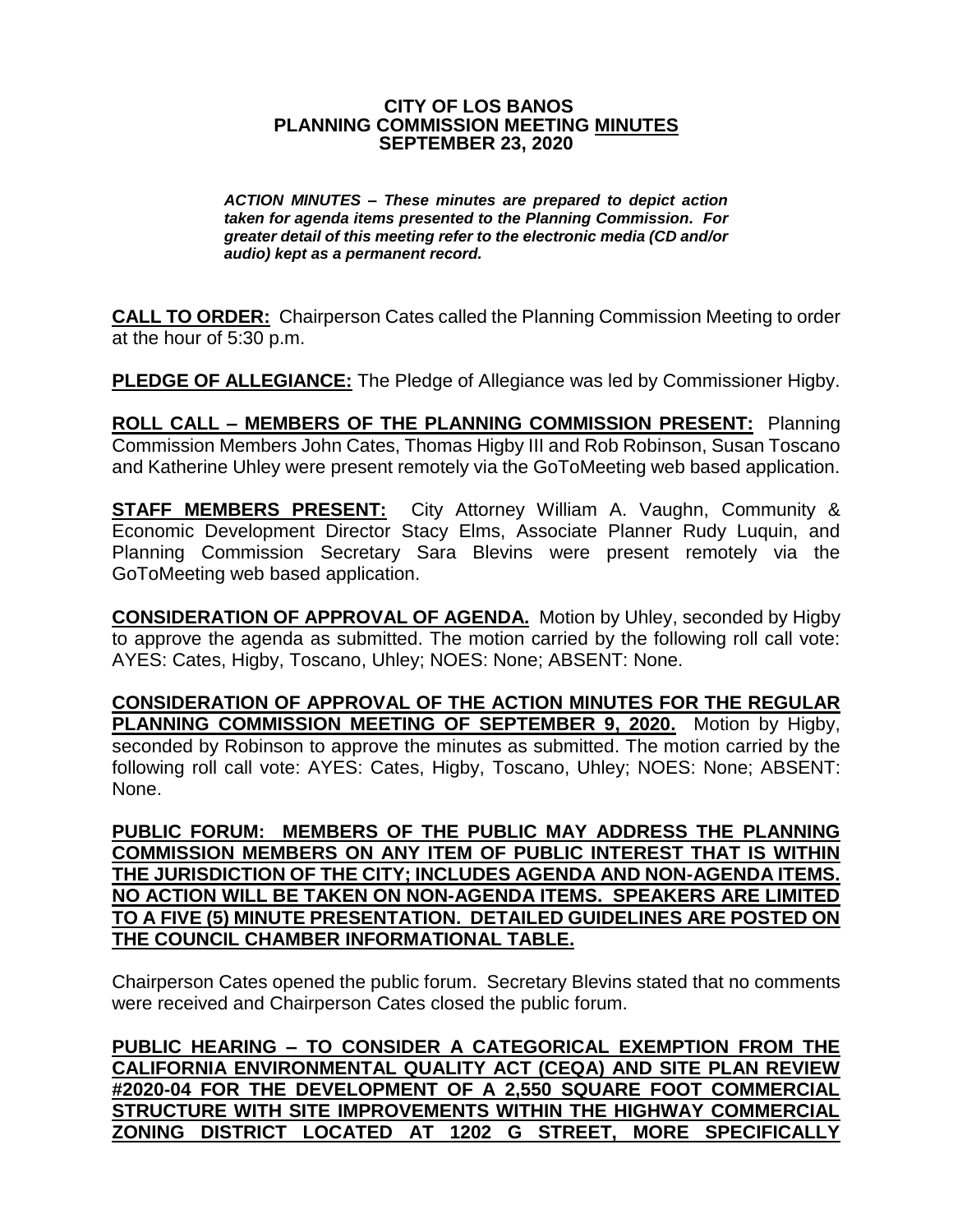**CITY OF LOS BANOS**
**PLANNING COMMISSION MEETING MINUTES**
**SEPTEMBER 23, 2020**

***ACTION MINUTES – These minutes are prepared to depict action taken for agenda items presented to the Planning Commission. For greater detail of this meeting refer to the electronic media (CD and/or audio) kept as a permanent record.***

**CALL TO ORDER:** Chairperson Cates called the Planning Commission Meeting to order at the hour of 5:30 p.m.

**PLEDGE OF ALLEGIANCE:** The Pledge of Allegiance was led by Commissioner Higby.

**ROLL CALL – MEMBERS OF THE PLANNING COMMISSION PRESENT:** Planning Commission Members John Cates, Thomas Higby III and Rob Robinson, Susan Toscano and Katherine Uhley were present remotely via the GoToMeeting web based application.

**STAFF MEMBERS PRESENT:** City Attorney William A. Vaughn, Community & Economic Development Director Stacy Elms, Associate Planner Rudy Luquin, and Planning Commission Secretary Sara Blevins were present remotely via the GoToMeeting web based application.

**CONSIDERATION OF APPROVAL OF AGENDA.** Motion by Uhley, seconded by Higby to approve the agenda as submitted. The motion carried by the following roll call vote: AYES: Cates, Higby, Toscano, Uhley; NOES: None; ABSENT: None.

**CONSIDERATION OF APPROVAL OF THE ACTION MINUTES FOR THE REGULAR PLANNING COMMISSION MEETING OF SEPTEMBER 9, 2020.** Motion by Higby, seconded by Robinson to approve the minutes as submitted. The motion carried by the following roll call vote: AYES: Cates, Higby, Toscano, Uhley; NOES: None; ABSENT: None.

**PUBLIC FORUM: MEMBERS OF THE PUBLIC MAY ADDRESS THE PLANNING COMMISSION MEMBERS ON ANY ITEM OF PUBLIC INTEREST THAT IS WITHIN THE JURISDICTION OF THE CITY; INCLUDES AGENDA AND NON-AGENDA ITEMS. NO ACTION WILL BE TAKEN ON NON-AGENDA ITEMS. SPEAKERS ARE LIMITED TO A FIVE (5) MINUTE PRESENTATION. DETAILED GUIDELINES ARE POSTED ON THE COUNCIL CHAMBER INFORMATIONAL TABLE.**

Chairperson Cates opened the public forum. Secretary Blevins stated that no comments were received and Chairperson Cates closed the public forum.

**PUBLIC HEARING – TO CONSIDER A CATEGORICAL EXEMPTION FROM THE CALIFORNIA ENVIRONMENTAL QUALITY ACT (CEQA) AND SITE PLAN REVIEW #2020-04 FOR THE DEVELOPMENT OF A 2,550 SQUARE FOOT COMMERCIAL STRUCTURE WITH SITE IMPROVEMENTS WITHIN THE HIGHWAY COMMERCIAL ZONING DISTRICT LOCATED AT 1202 G STREET, MORE SPECIFICALLY**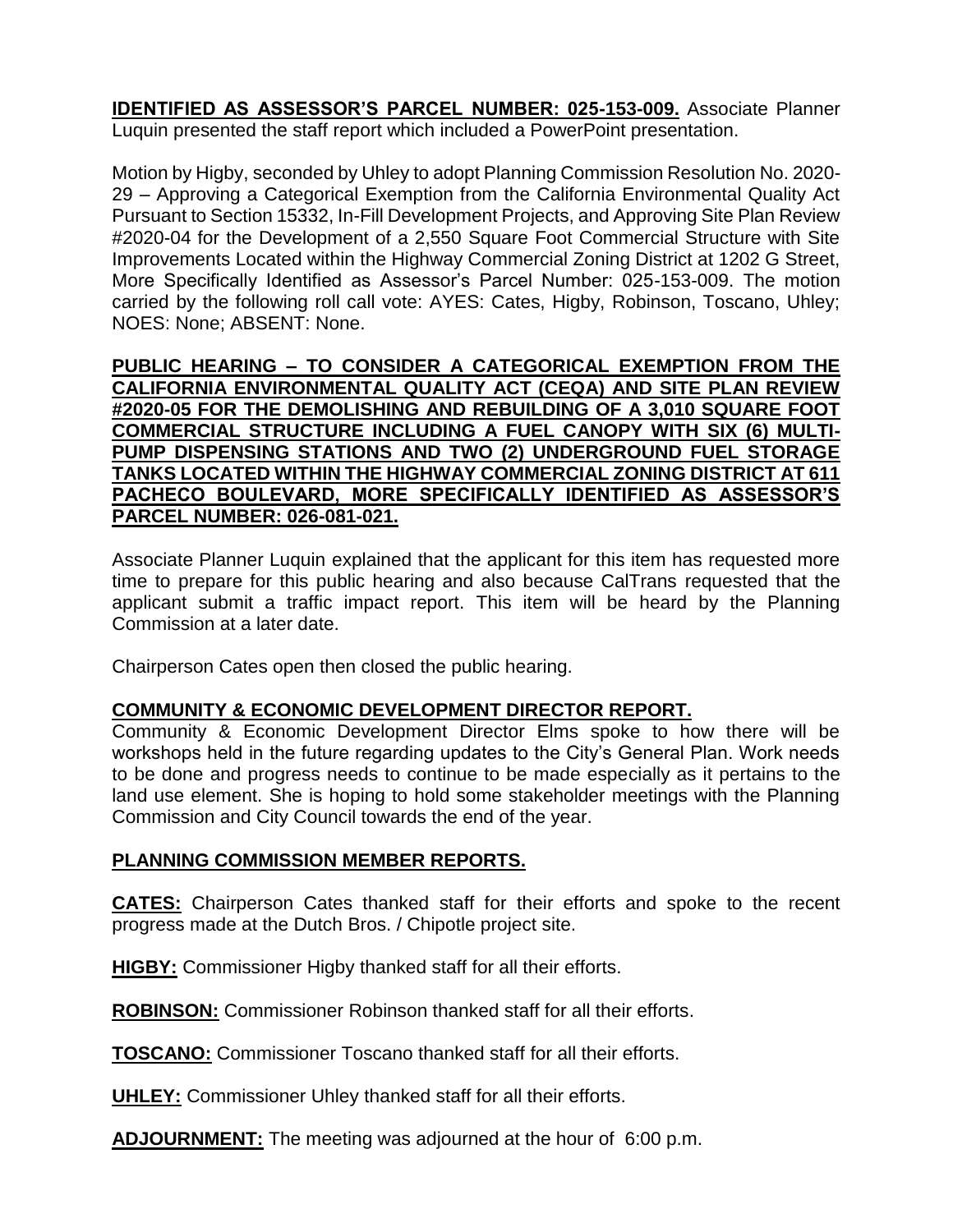**IDENTIFIED AS ASSESSOR'S PARCEL NUMBER: 025-153-009.** Associate Planner Luquin presented the staff report which included a PowerPoint presentation.

Motion by Higby, seconded by Uhley to adopt Planning Commission Resolution No. 2020-29 – Approving a Categorical Exemption from the California Environmental Quality Act Pursuant to Section 15332, In-Fill Development Projects, and Approving Site Plan Review #2020-04 for the Development of a 2,550 Square Foot Commercial Structure with Site Improvements Located within the Highway Commercial Zoning District at 1202 G Street, More Specifically Identified as Assessor's Parcel Number: 025-153-009. The motion carried by the following roll call vote: AYES: Cates, Higby, Robinson, Toscano, Uhley; NOES: None; ABSENT: None.

**PUBLIC HEARING – TO CONSIDER A CATEGORICAL EXEMPTION FROM THE CALIFORNIA ENVIRONMENTAL QUALITY ACT (CEQA) AND SITE PLAN REVIEW #2020-05 FOR THE DEMOLISHING AND REBUILDING OF A 3,010 SQUARE FOOT COMMERCIAL STRUCTURE INCLUDING A FUEL CANOPY WITH SIX (6) MULTI-PUMP DISPENSING STATIONS AND TWO (2) UNDERGROUND FUEL STORAGE TANKS LOCATED WITHIN THE HIGHWAY COMMERCIAL ZONING DISTRICT AT 611 PACHECO BOULEVARD, MORE SPECIFICALLY IDENTIFIED AS ASSESSOR'S PARCEL NUMBER: 026-081-021.**

Associate Planner Luquin explained that the applicant for this item has requested more time to prepare for this public hearing and also because CalTrans requested that the applicant submit a traffic impact report. This item will be heard by the Planning Commission at a later date.

Chairperson Cates open then closed the public hearing.

**COMMUNITY & ECONOMIC DEVELOPMENT DIRECTOR REPORT.**

Community & Economic Development Director Elms spoke to how there will be workshops held in the future regarding updates to the City's General Plan. Work needs to be done and progress needs to continue to be made especially as it pertains to the land use element. She is hoping to hold some stakeholder meetings with the Planning Commission and City Council towards the end of the year.

**PLANNING COMMISSION MEMBER REPORTS.**

**CATES:** Chairperson Cates thanked staff for their efforts and spoke to the recent progress made at the Dutch Bros. / Chipotle project site.

**HIGBY:** Commissioner Higby thanked staff for all their efforts.

**ROBINSON:** Commissioner Robinson thanked staff for all their efforts.

**TOSCANO:** Commissioner Toscano thanked staff for all their efforts.

**UHLEY:** Commissioner Uhley thanked staff for all their efforts.

**ADJOURNMENT:** The meeting was adjourned at the hour of 6:00 p.m.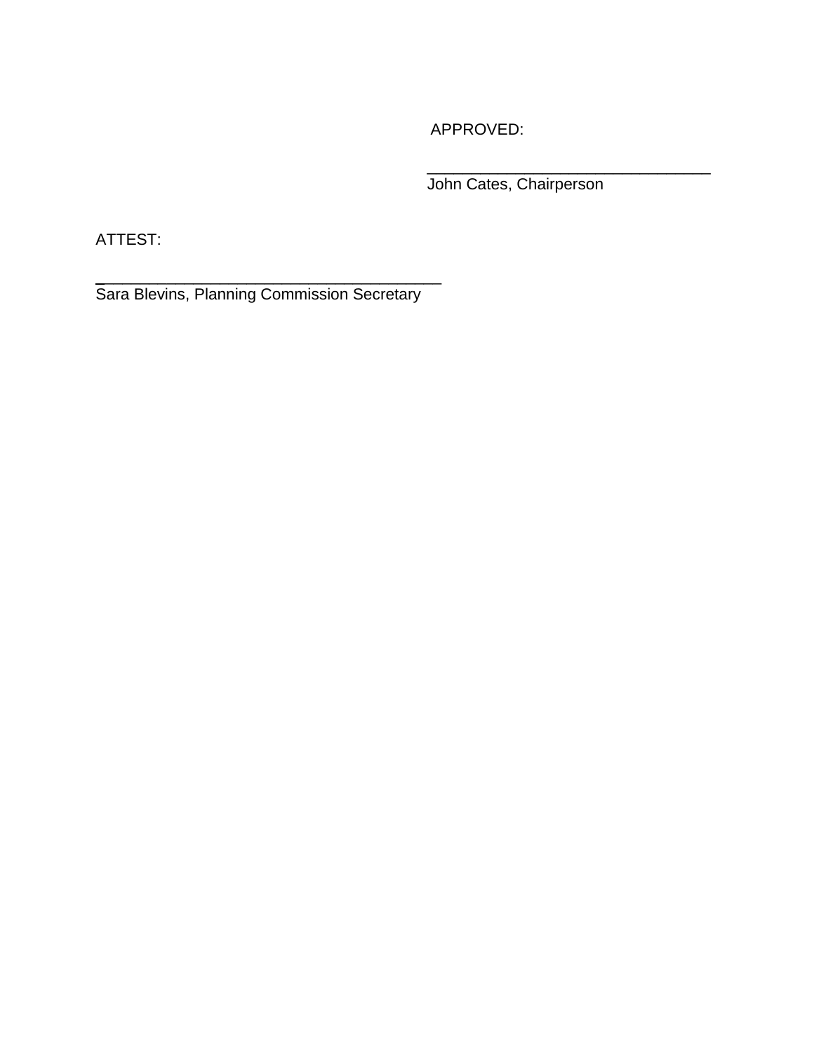APPROVED:

________________________________
John Cates, Chairperson

ATTEST:

_______________________________________
Sara Blevins, Planning Commission Secretary